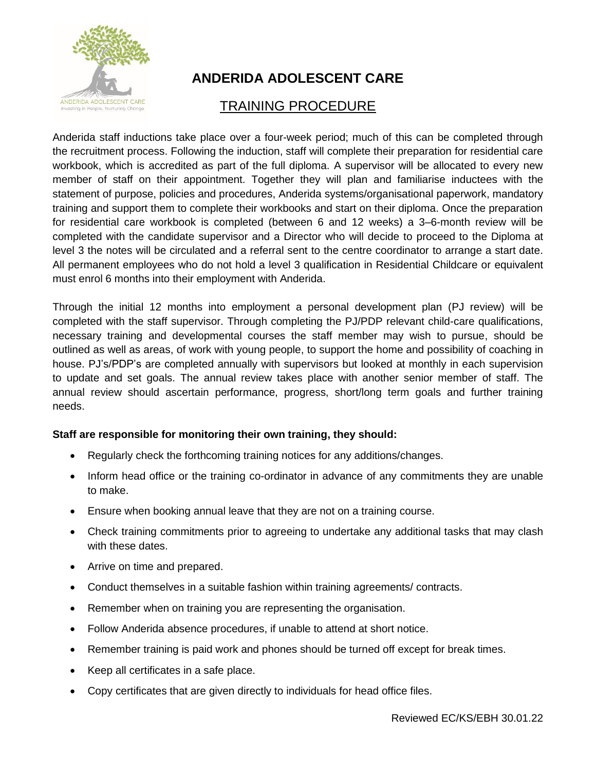# ANDERIDA ADOLESCENT CARE

## TRAINING PROCEDURE

Anderida staff inductions take place over a four-week period; much of this can be completed through the recruitment process. Following the induction, staff will complete their preparation for residential care workbook, which is accredited as part of the full diploma. A supervisor will be allocated to every new member of staff on their appointment. Together they will plan and familiarise inductees with the statement of purpose, policies and procedures, Anderida systems/organisational paperwork, mandatory training and support them to complete their workbooks and start on their diploma. Once the preparation for residential care workbook is completed (between 6 and 12 weeks) a 3–6-month review will be completed with the candidate supervisor and a Director who will decide to proceed to the Diploma at level 3 the notes will be circulated and a referral sent to the centre coordinator to arrange a start date. All permanent employees who do not hold a level 3 qualification in Residential Childcare or equivalent must enrol 6 months into their employment with Anderida.

Through the initial 12 months into employment a personal development plan (PJ review) will be completed with the staff supervisor. Through completing the PJ/PDP relevant child-care qualifications, necessary training and developmental courses the staff member may wish to pursue, should be outlined as well as areas, of work with young people, to support the home and possibility of coaching in house. PJ's/PDP's are completed annually with supervisors but looked at monthly in each supervision to update and set goals. The annual review takes place with another senior member of staff. The annual review should ascertain performance, progress, short/long term goals and further training needs.

**Staff are responsible for monitoring their own training, they should:**

- Regularly check the forthcoming training notices for any additions/changes.
- Inform head office or the training co-ordinator in advance of any commitments they are unable to make.
- Ensure when booking annual leave that they are not on a training course.
- Check training commitments prior to agreeing to undertake any additional tasks that may clash with these dates.
- Arrive on time and prepared.
- Conduct themselves in a suitable fashion within training agreements/ contracts.
- Remember when on training you are representing the organisation.
- Follow Anderida absence procedures, if unable to attend at short notice.
- Remember training is paid work and phones should be turned off except for break times.
- Keep all certificates in a safe place.
- Copy certificates that are given directly to individuals for head office files.

Reviewed EC/KS/EBH 30.01.22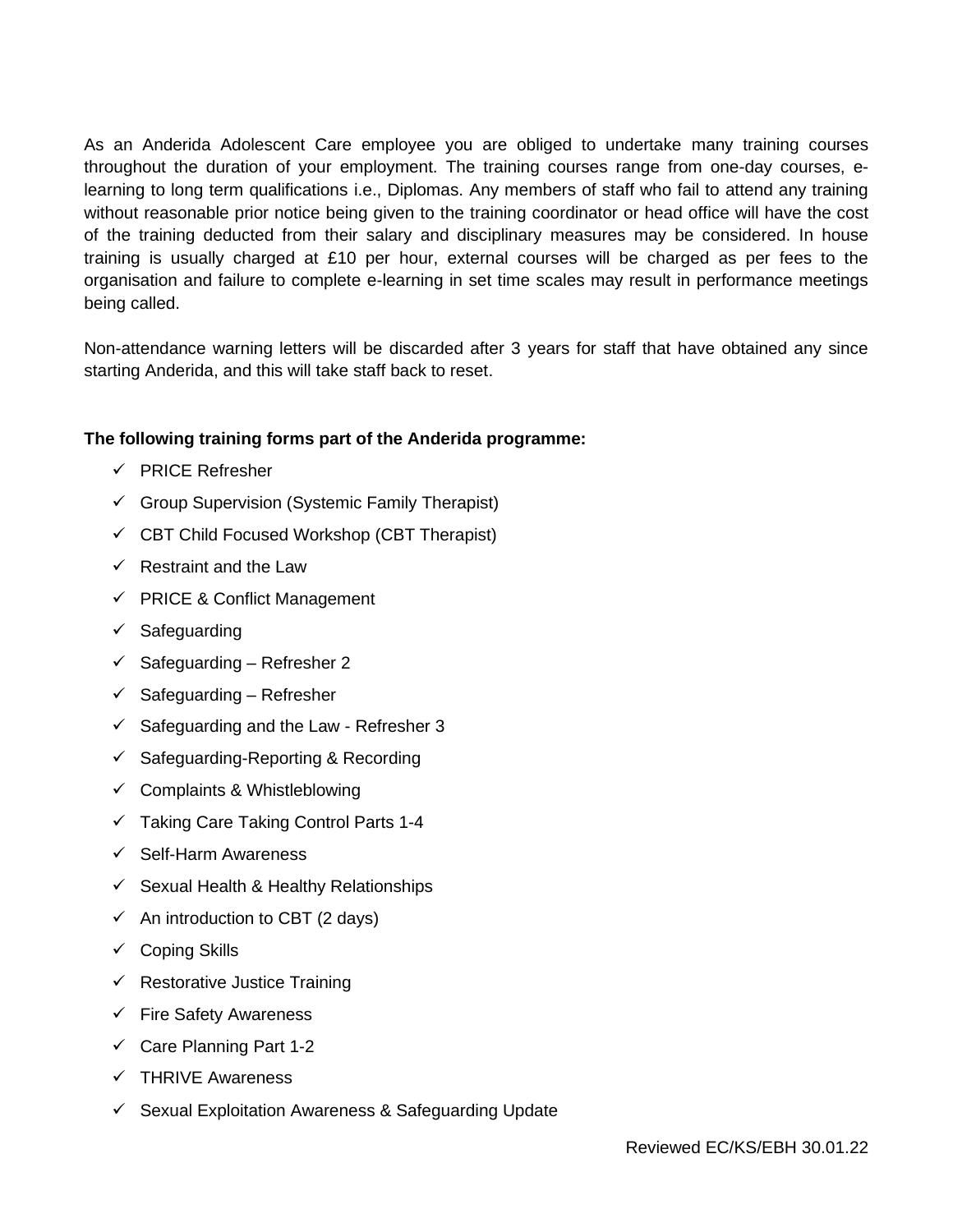As an Anderida Adolescent Care employee you are obliged to undertake many training courses throughout the duration of your employment. The training courses range from one-day courses, e-learning to long term qualifications i.e., Diplomas. Any members of staff who fail to attend any training without reasonable prior notice being given to the training coordinator or head office will have the cost of the training deducted from their salary and disciplinary measures may be considered. In house training is usually charged at £10 per hour, external courses will be charged as per fees to the organisation and failure to complete e-learning in set time scales may result in performance meetings being called.

Non-attendance warning letters will be discarded after 3 years for staff that have obtained any since starting Anderida, and this will take staff back to reset.

**The following training forms part of the Anderida programme:**

- ✓ PRICE Refresher
- ✓ Group Supervision (Systemic Family Therapist)
- ✓ CBT Child Focused Workshop (CBT Therapist)
- ✓ Restraint and the Law
- ✓ PRICE & Conflict Management
- ✓ Safeguarding
- ✓ Safeguarding – Refresher 2
- ✓ Safeguarding – Refresher
- ✓ Safeguarding and the Law - Refresher 3
- ✓ Safeguarding-Reporting & Recording
- ✓ Complaints & Whistleblowing
- ✓ Taking Care Taking Control Parts 1-4
- ✓ Self-Harm Awareness
- ✓ Sexual Health & Healthy Relationships
- ✓ An introduction to CBT (2 days)
- ✓ Coping Skills
- ✓ Restorative Justice Training
- ✓ Fire Safety Awareness
- ✓ Care Planning Part 1-2
- ✓ THRIVE Awareness
- ✓ Sexual Exploitation Awareness & Safeguarding Update

Reviewed EC/KS/EBH 30.01.22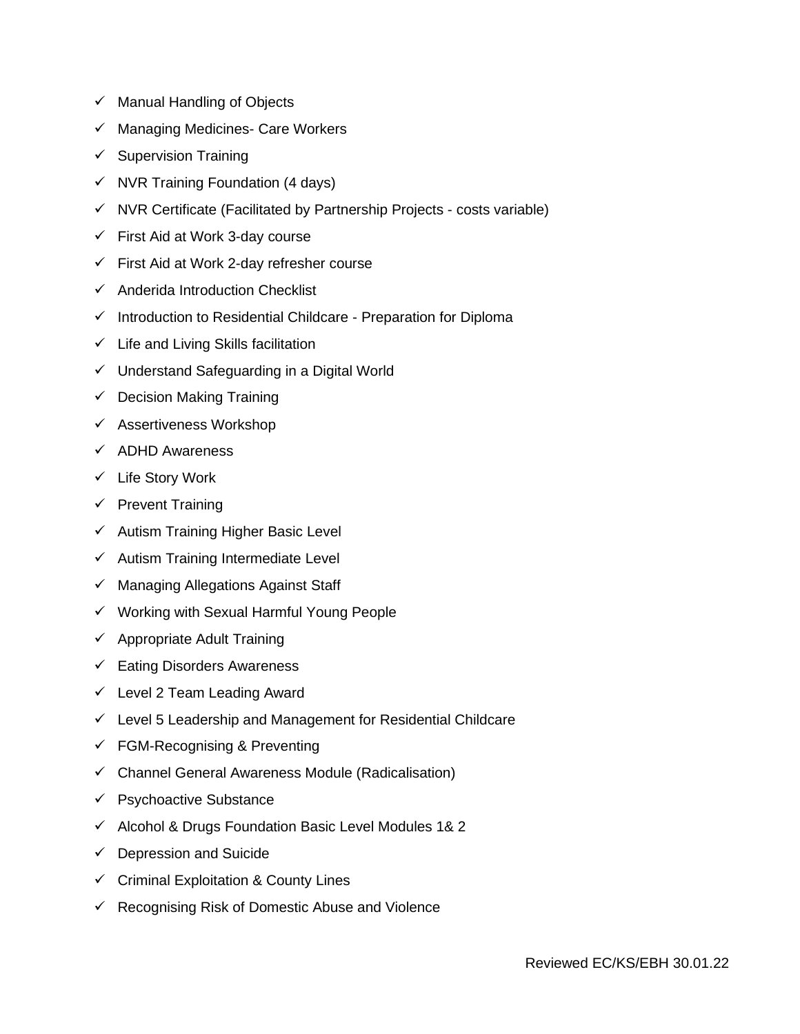- ✓ Manual Handling of Objects
- ✓ Managing Medicines- Care Workers
- ✓ Supervision Training
- ✓ NVR Training Foundation (4 days)
- ✓ NVR Certificate (Facilitated by Partnership Projects - costs variable)
- ✓ First Aid at Work 3-day course
- ✓ First Aid at Work 2-day refresher course
- ✓ Anderida Introduction Checklist
- ✓ Introduction to Residential Childcare - Preparation for Diploma
- ✓ Life and Living Skills facilitation
- ✓ Understand Safeguarding in a Digital World
- ✓ Decision Making Training
- ✓ Assertiveness Workshop
- ✓ ADHD Awareness
- ✓ Life Story Work
- ✓ Prevent Training
- ✓ Autism Training Higher Basic Level
- ✓ Autism Training Intermediate Level
- ✓ Managing Allegations Against Staff
- ✓ Working with Sexual Harmful Young People
- ✓ Appropriate Adult Training
- ✓ Eating Disorders Awareness
- ✓ Level 2 Team Leading Award
- ✓ Level 5 Leadership and Management for Residential Childcare
- ✓ FGM-Recognising & Preventing
- ✓ Channel General Awareness Module (Radicalisation)
- ✓ Psychoactive Substance
- ✓ Alcohol & Drugs Foundation Basic Level Modules 1& 2
- ✓ Depression and Suicide
- ✓ Criminal Exploitation & County Lines
- ✓ Recognising Risk of Domestic Abuse and Violence

Reviewed EC/KS/EBH 30.01.22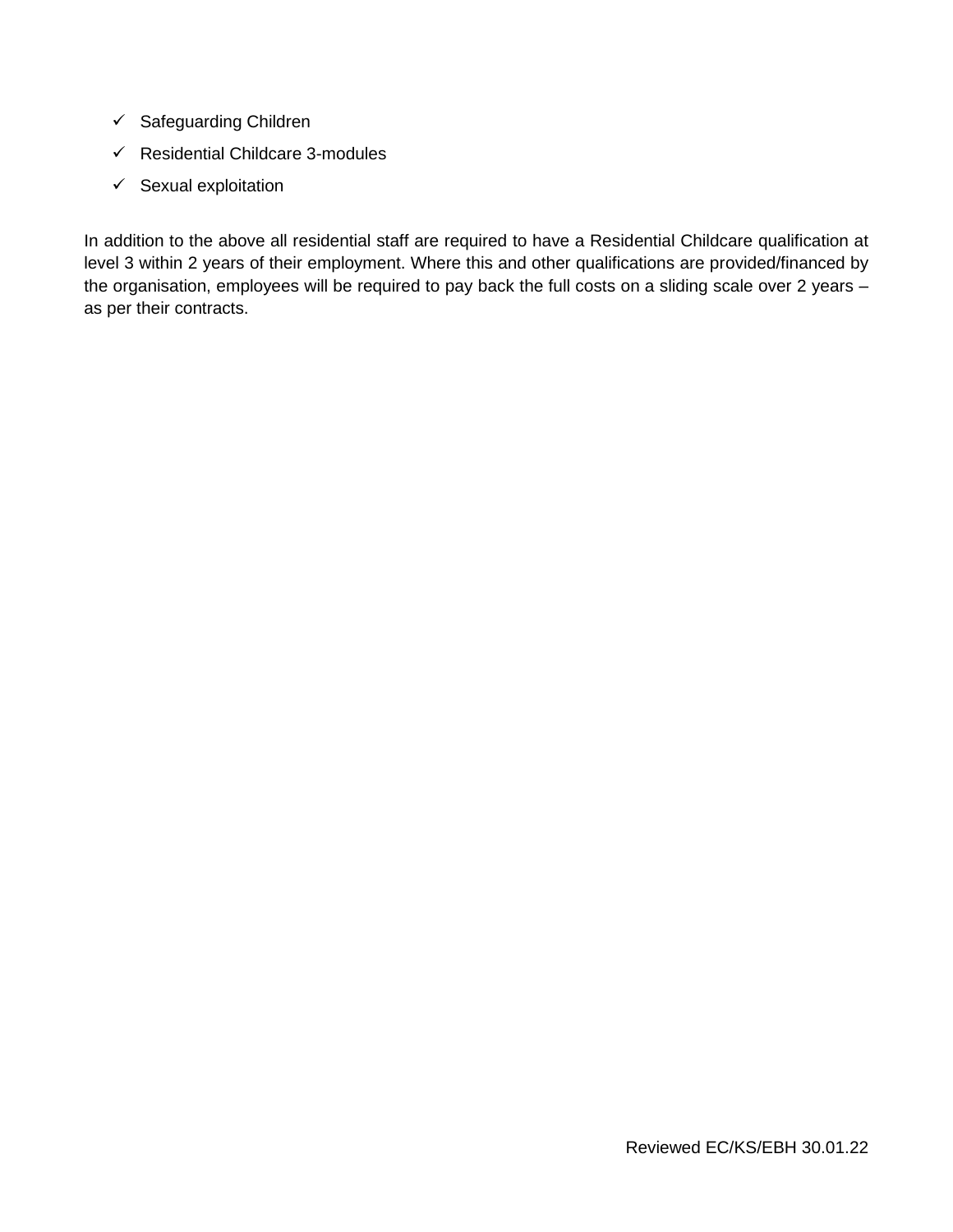- ✓ Safeguarding Children
- ✓ Residential Childcare 3-modules
- ✓ Sexual exploitation

In addition to the above all residential staff are required to have a Residential Childcare qualification at level 3 within 2 years of their employment. Where this and other qualifications are provided/financed by the organisation, employees will be required to pay back the full costs on a sliding scale over 2 years – as per their contracts.

Reviewed EC/KS/EBH 30.01.22